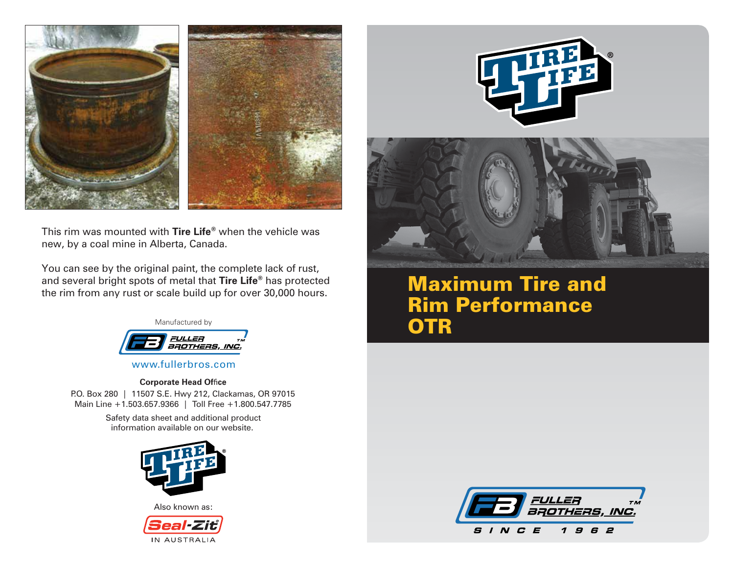This rim was mounted with **Tire Life**® when the vehicle was new, by a coal mine in Alberta, Canada.

You can see by the original paint, the complete lack of rust, and several bright spots of metal that **Tire Life**® has protected the rim from any rust or scale build up for over 30,000 hours.

Manufactured by

FULLER BROTHERS, INC.™

www.fullerbros.com

**Corporate Head Office**

P.O. Box 280 | 11507 S.E. Hwy 212, Clackamas, OR 97015
Main Line +1.503.657.9366 | Toll Free +1.800.547.7785

Safety data sheet and additional product information available on our website.

TIRE LIFE®

Also known as:

Seal-Zit® IN AUSTRALIA

TIRE LIFE®

# Maximum Tire and Rim Performance OTR

FULLER BROTHERS, INC.™

SINCE 1962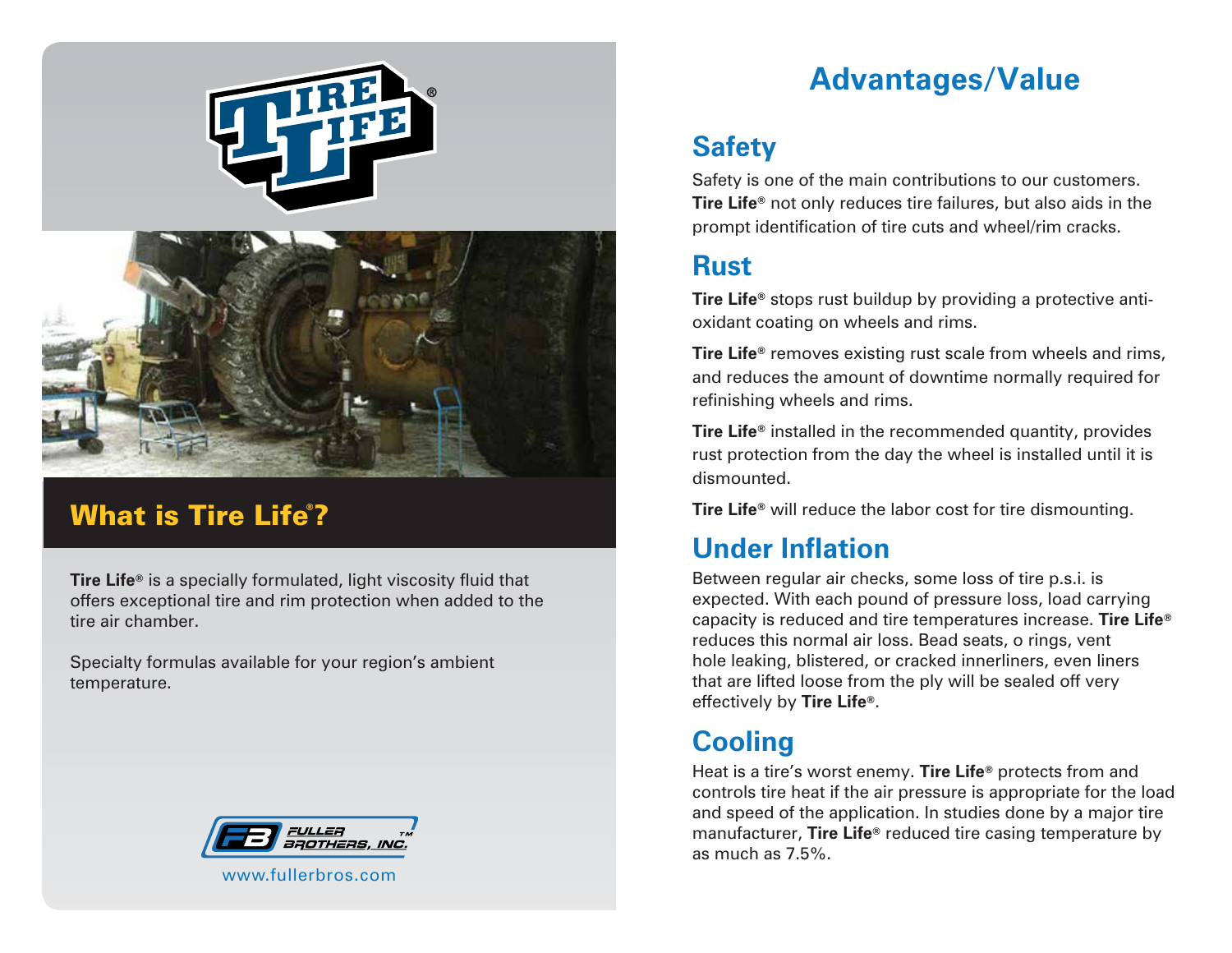# What is Tire Life®?

**Tire Life®** is a specially formulated, light viscosity fluid that offers exceptional tire and rim protection when added to the tire air chamber.

Specialty formulas available for your region's ambient temperature.

www.fullerbros.com

# Advantages/Value

## Safety

Safety is one of the main contributions to our customers. **Tire Life®** not only reduces tire failures, but also aids in the prompt identification of tire cuts and wheel/rim cracks.

## Rust

**Tire Life®** stops rust buildup by providing a protective anti-oxidant coating on wheels and rims.

**Tire Life®** removes existing rust scale from wheels and rims, and reduces the amount of downtime normally required for refinishing wheels and rims.

**Tire Life®** installed in the recommended quantity, provides rust protection from the day the wheel is installed until it is dismounted.

**Tire Life®** will reduce the labor cost for tire dismounting.

## Under Inflation

Between regular air checks, some loss of tire p.s.i. is expected. With each pound of pressure loss, load carrying capacity is reduced and tire temperatures increase. **Tire Life®** reduces this normal air loss. Bead seats, o rings, vent hole leaking, blistered, or cracked innerliners, even liners that are lifted loose from the ply will be sealed off very effectively by **Tire Life®**.

## Cooling

Heat is a tire's worst enemy. **Tire Life®** protects from and controls tire heat if the air pressure is appropriate for the load and speed of the application. In studies done by a major tire manufacturer, **Tire Life®** reduced tire casing temperature by as much as 7.5%.